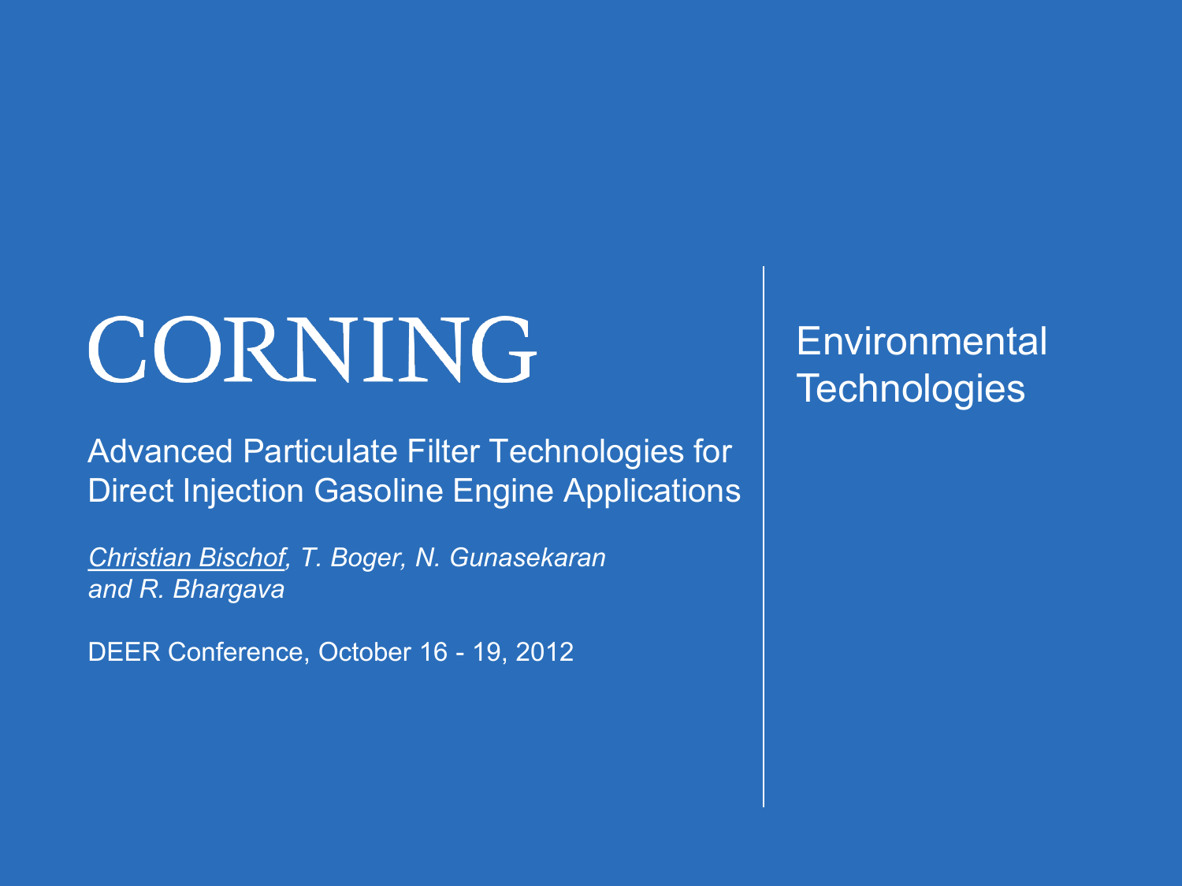# CORNING

Environmental Technologies

## Advanced Particulate Filter Technologies for Direct Injection Gasoline Engine Applications

*Christian Bischof, T. Boger, N. Gunasekaran and R. Bhargava*

DEER Conference, October 16 - 19, 2012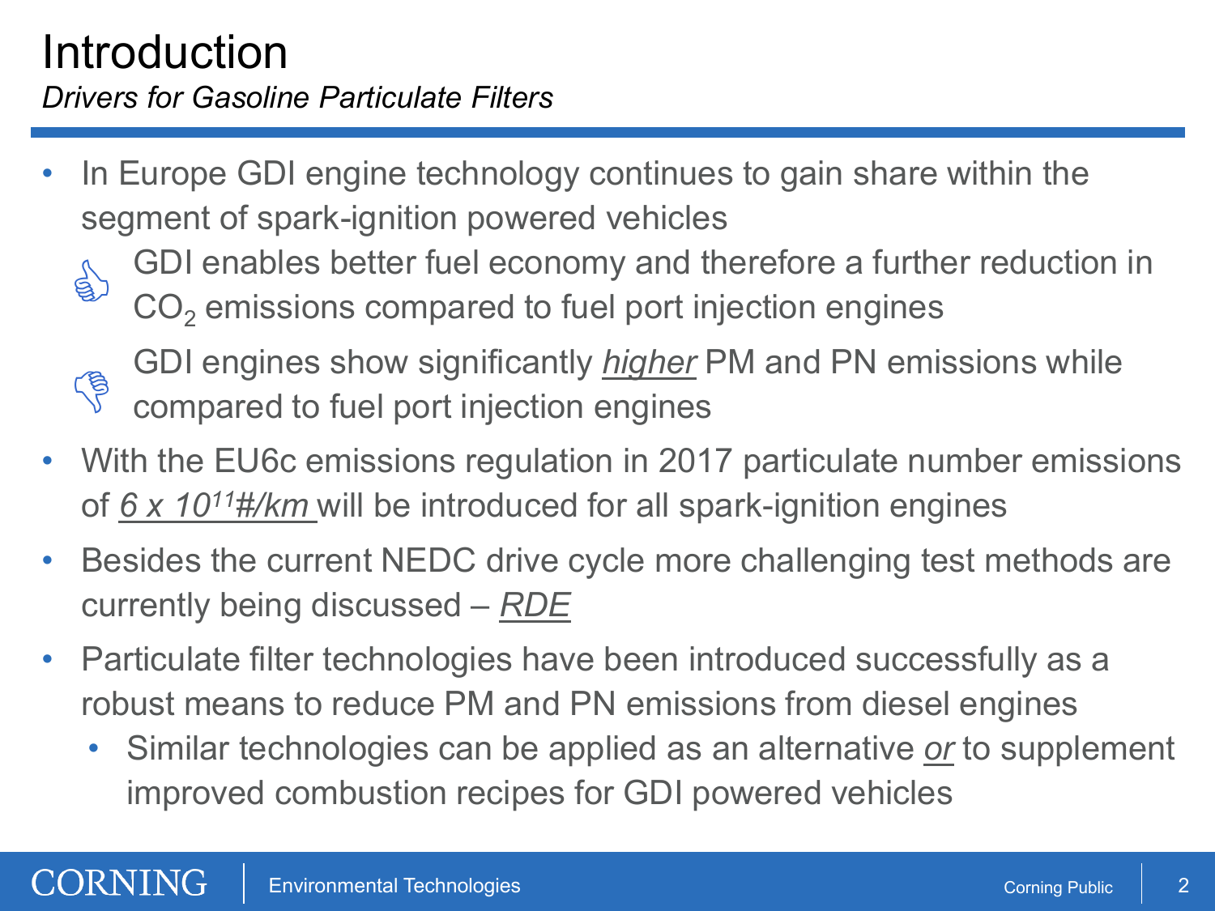# Introduction

*Drivers for Gasoline Particulate Filters*

- In Europe GDI engine technology continues to gain share within the segment of spark-ignition powered vehicles
  - GDI enables better fuel economy and therefore a further reduction in $CO_2$ emissions compared to fuel port injection engines
  - GDI engines show significantly ***higher*** PM and PN emissions while compared to fuel port injection engines
- With the EU6c emissions regulation in 2017 particulate number emissions of *$6 \times 10^{11}$#/km* will be introduced for all spark-ignition engines
- Besides the current NEDC drive cycle more challenging test methods are currently being discussed – *RDE*
- Particulate filter technologies have been introduced successfully as a robust means to reduce PM and PN emissions from diesel engines
  - Similar technologies can be applied as an alternative *or* to supplement improved combustion recipes for GDI powered vehicles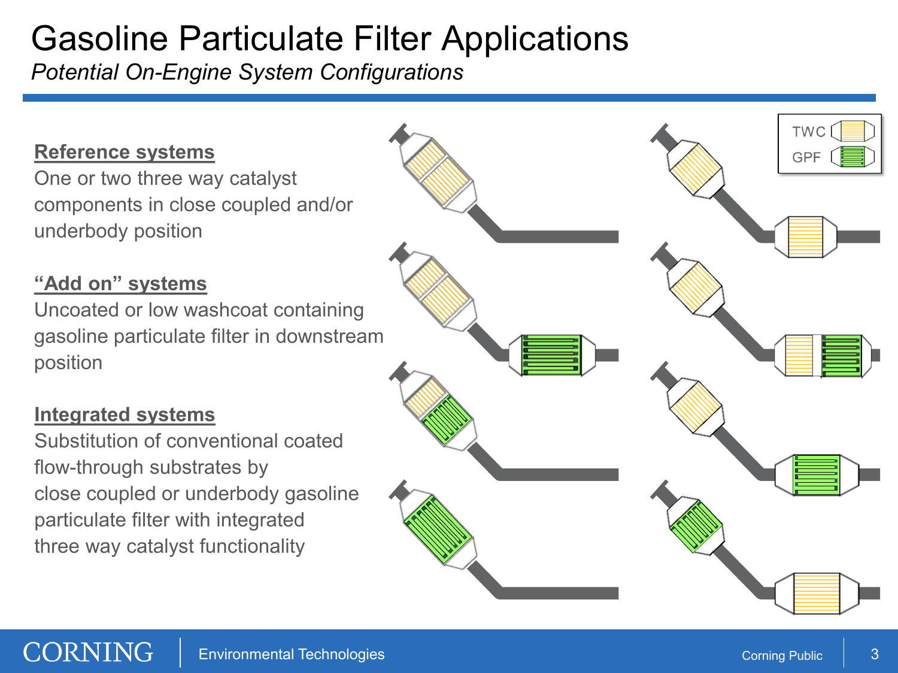# Gasoline Particulate Filter Applications

*Potential On-Engine System Configurations*

**Reference systems**

One or two three way catalyst components in close coupled and/or underbody position

**"Add on" systems**

Uncoated or low washcoat containing gasoline particulate filter in downstream position

**Integrated systems**

Substitution of conventional coated flow-through substrates by close coupled or underbody gasoline particulate filter with integrated three way catalyst functionality

TWC

GPF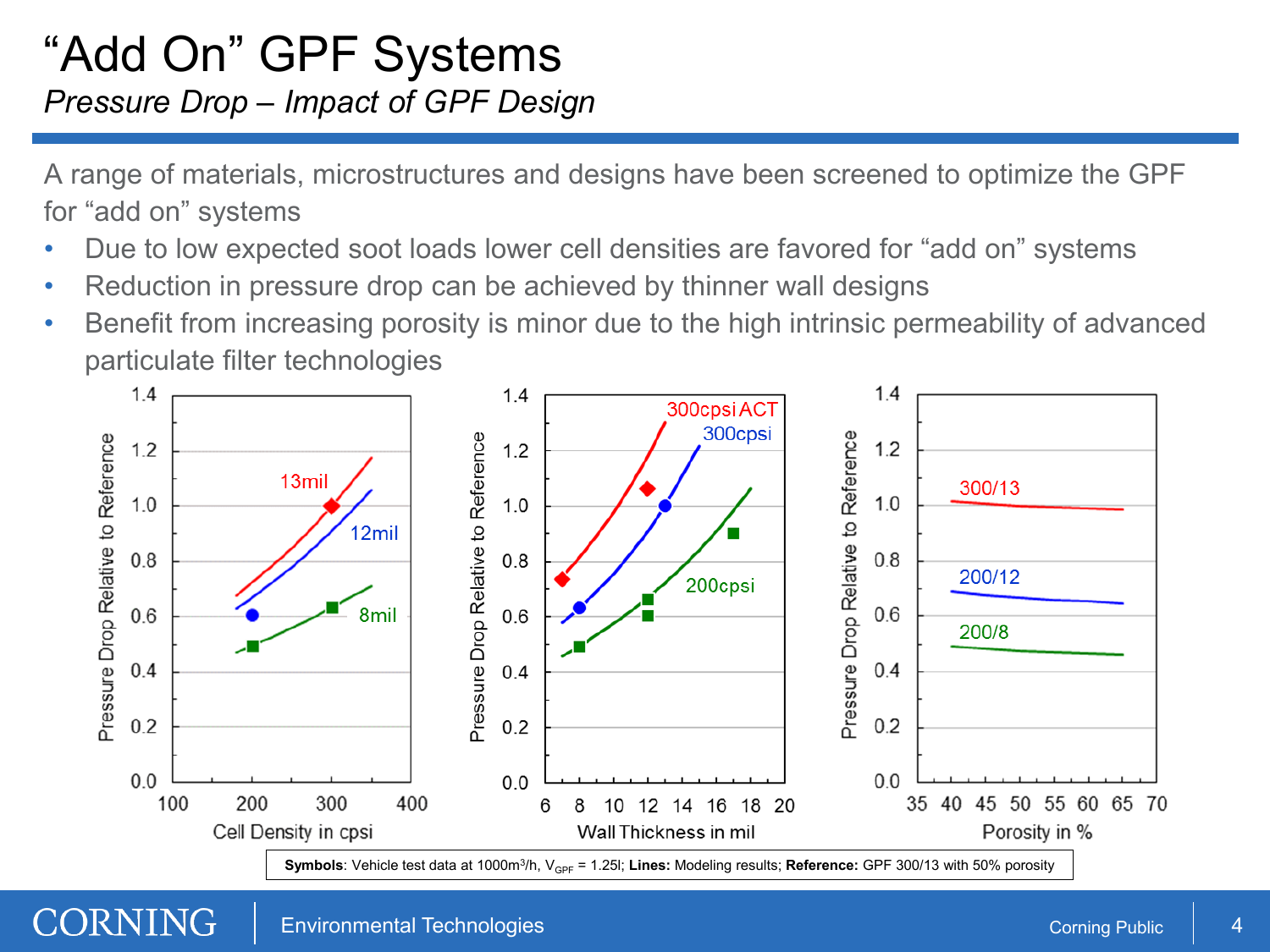# "Add On" GPF Systems

*Pressure Drop – Impact of GPF Design*

A range of materials, microstructures and designs have been screened to optimize the GPF for "add on" systems

- Due to low expected soot loads lower cell densities are favored for "add on" systems
- Reduction in pressure drop can be achieved by thinner wall designs
- Benefit from increasing porosity is minor due to the high intrinsic permeability of advanced particulate filter technologies

**Symbols**: Vehicle test data at 1000m³/h, $V_{GPF}$ = 1.25l; **Lines:** Modeling results; **Reference:** GPF 300/13 with 50% porosity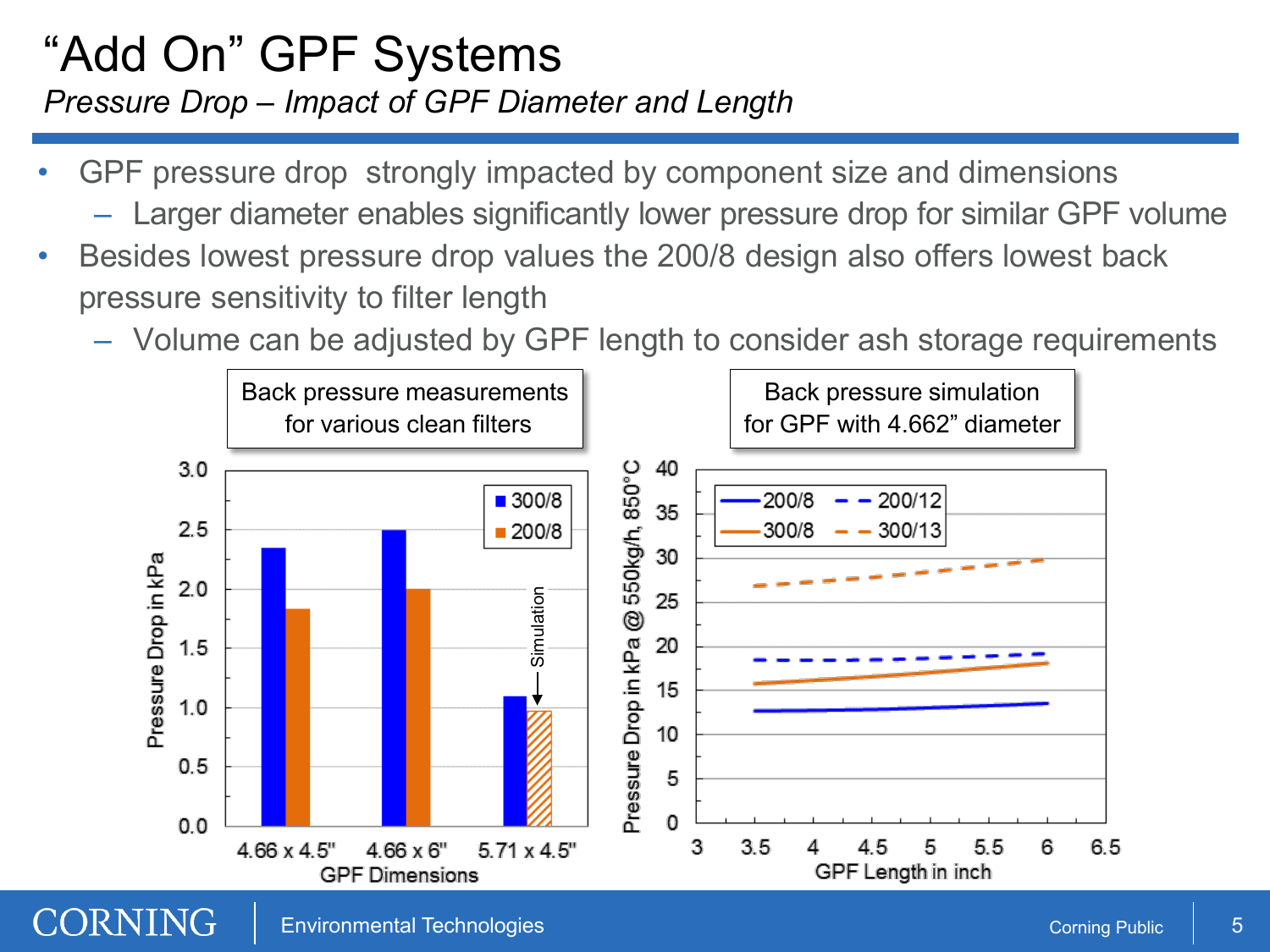# "Add On" GPF Systems

*Pressure Drop – Impact of GPF Diameter and Length*

- GPF pressure drop strongly impacted by component size and dimensions
  - Larger diameter enables significantly lower pressure drop for similar GPF volume
- Besides lowest pressure drop values the 200/8 design also offers lowest back pressure sensitivity to filter length
  - Volume can be adjusted by GPF length to consider ash storage requirements

Back pressure measurements for various clean filters

Back pressure simulation for GPF with 4.662" diameter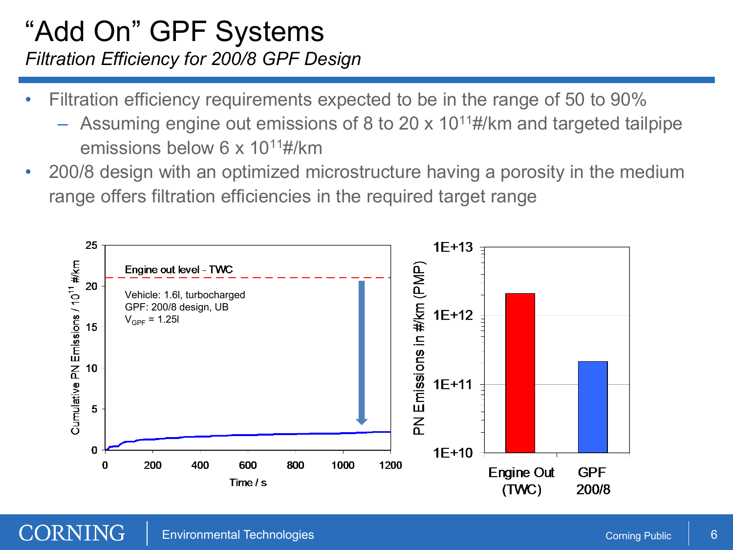# "Add On" GPF Systems

*Filtration Efficiency for 200/8 GPF Design*

- Filtration efficiency requirements expected to be in the range of 50 to 90%
  - Assuming engine out emissions of 8 to 20 x $10^{11}$#/km and targeted tailpipe emissions below 6 x $10^{11}$#/km
- 200/8 design with an optimized microstructure having a porosity in the medium range offers filtration efficiencies in the required target range

Engine out level - TWC

Vehicle: 1.6l, turbocharged
GPF: 200/8 design, UB
$V_{GPF}$ = 1.25l

Cumulative PN Emissions / $10^{11}$ #/km

Time / s

PN Emissions in #/km (PMP)

Engine Out (TWC) | GPF 200/8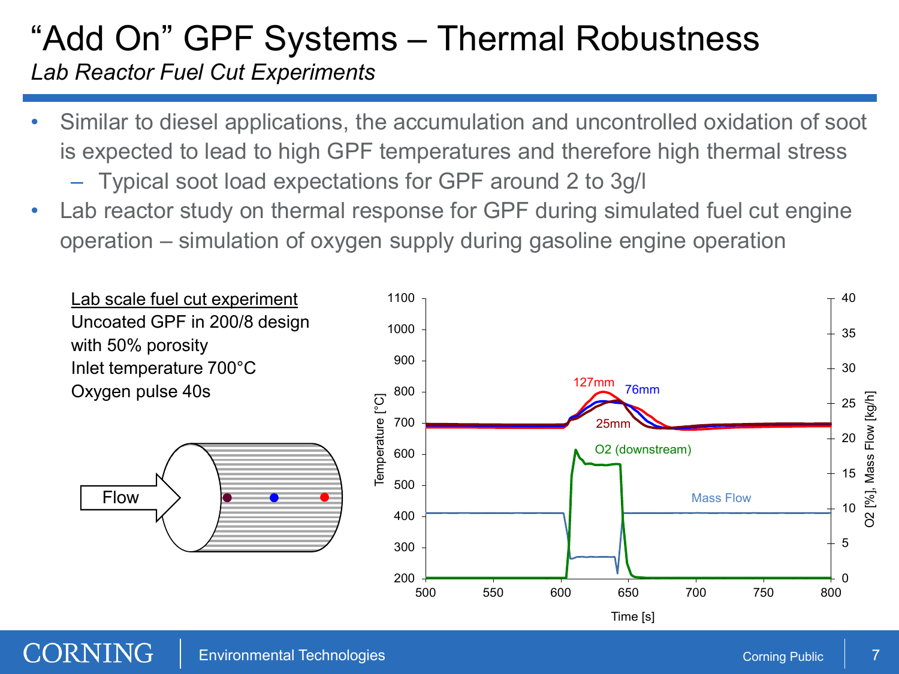# "Add On" GPF Systems – Thermal Robustness

*Lab Reactor Fuel Cut Experiments*

- Similar to diesel applications, the accumulation and uncontrolled oxidation of soot is expected to lead to high GPF temperatures and therefore high thermal stress
  - Typical soot load expectations for GPF around 2 to 3g/l
- Lab reactor study on thermal response for GPF during simulated fuel cut engine operation – simulation of oxygen supply during gasoline engine operation

<u>Lab scale fuel cut experiment</u>

Uncoated GPF in 200/8 design with 50% porosity

Inlet temperature 700°C

Oxygen pulse 40s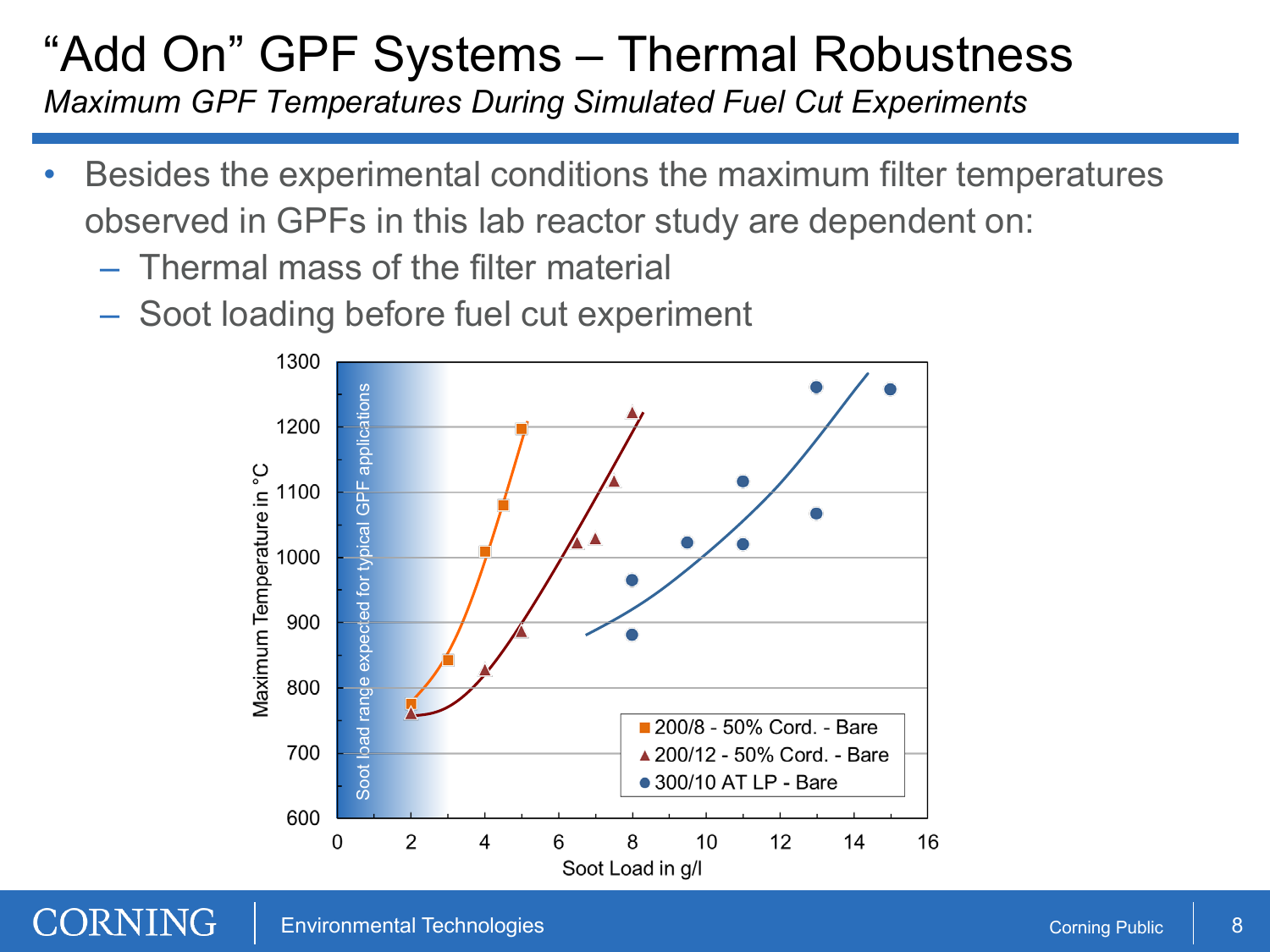# "Add On" GPF Systems – Thermal Robustness

*Maximum GPF Temperatures During Simulated Fuel Cut Experiments*

- Besides the experimental conditions the maximum filter temperatures observed in GPFs in this lab reactor study are dependent on:
  - Thermal mass of the filter material
  - Soot loading before fuel cut experiment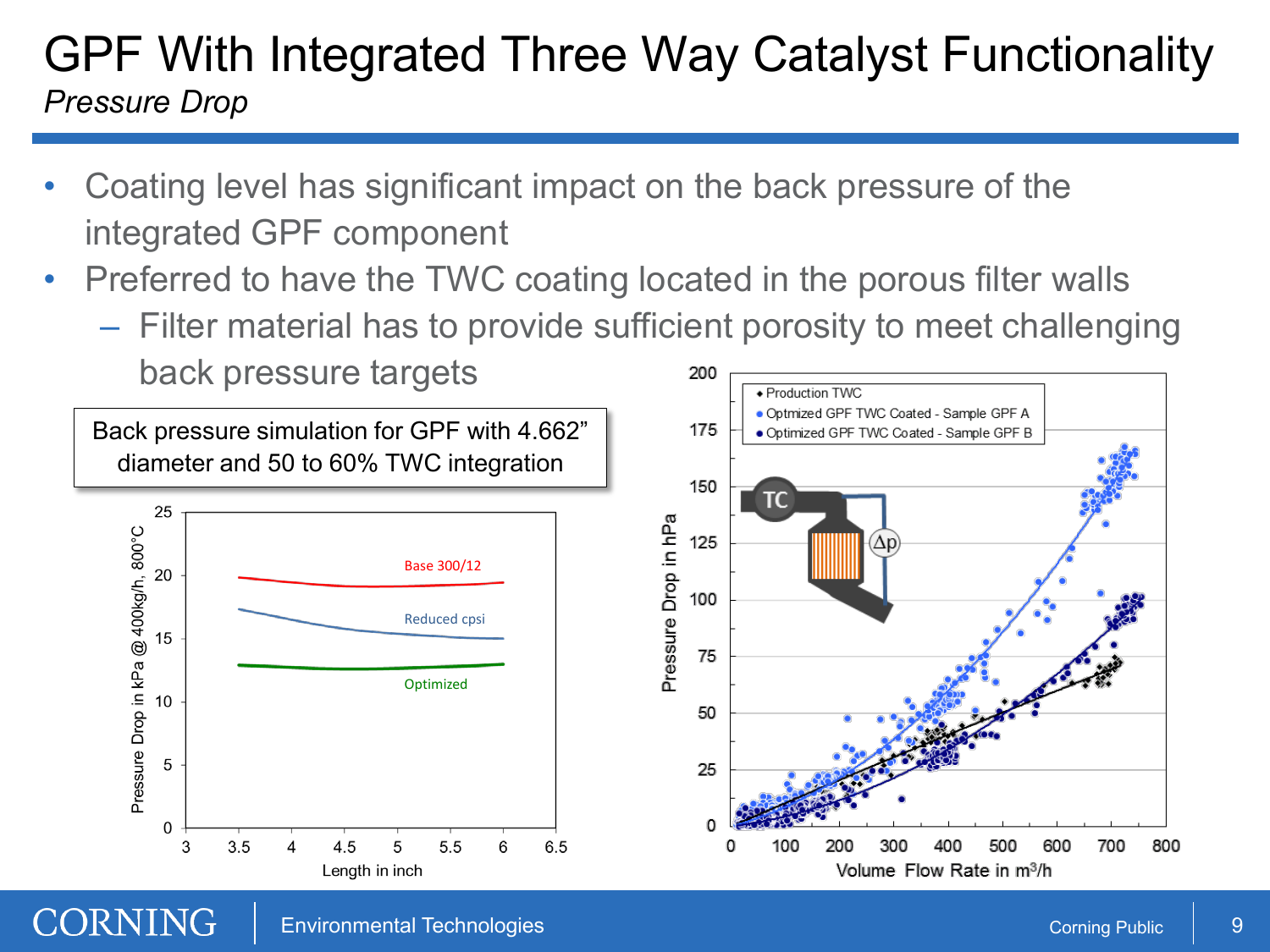# GPF With Integrated Three Way Catalyst Functionality

*Pressure Drop*

- Coating level has significant impact on the back pressure of the integrated GPF component
- Preferred to have the TWC coating located in the porous filter walls
  - Filter material has to provide sufficient porosity to meet challenging back pressure targets

Back pressure simulation for GPF with 4.662” diameter and 50 to 60% TWC integration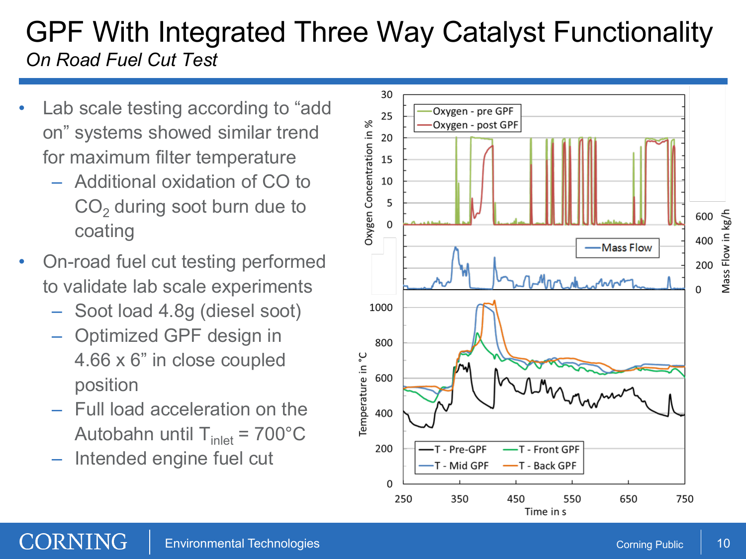# GPF With Integrated Three Way Catalyst Functionality

*On Road Fuel Cut Test*

- Lab scale testing according to "add on" systems showed similar trend for maximum filter temperature
  - Additional oxidation of CO to $CO_2$ during soot burn due to coating
- On-road fuel cut testing performed to validate lab scale experiments
  - Soot load 4.8g (diesel soot)
  - Optimized GPF design in 4.66 x 6" in close coupled position
  - Full load acceleration on the Autobahn until $T_{inlet}$ = 700°C
  - Intended engine fuel cut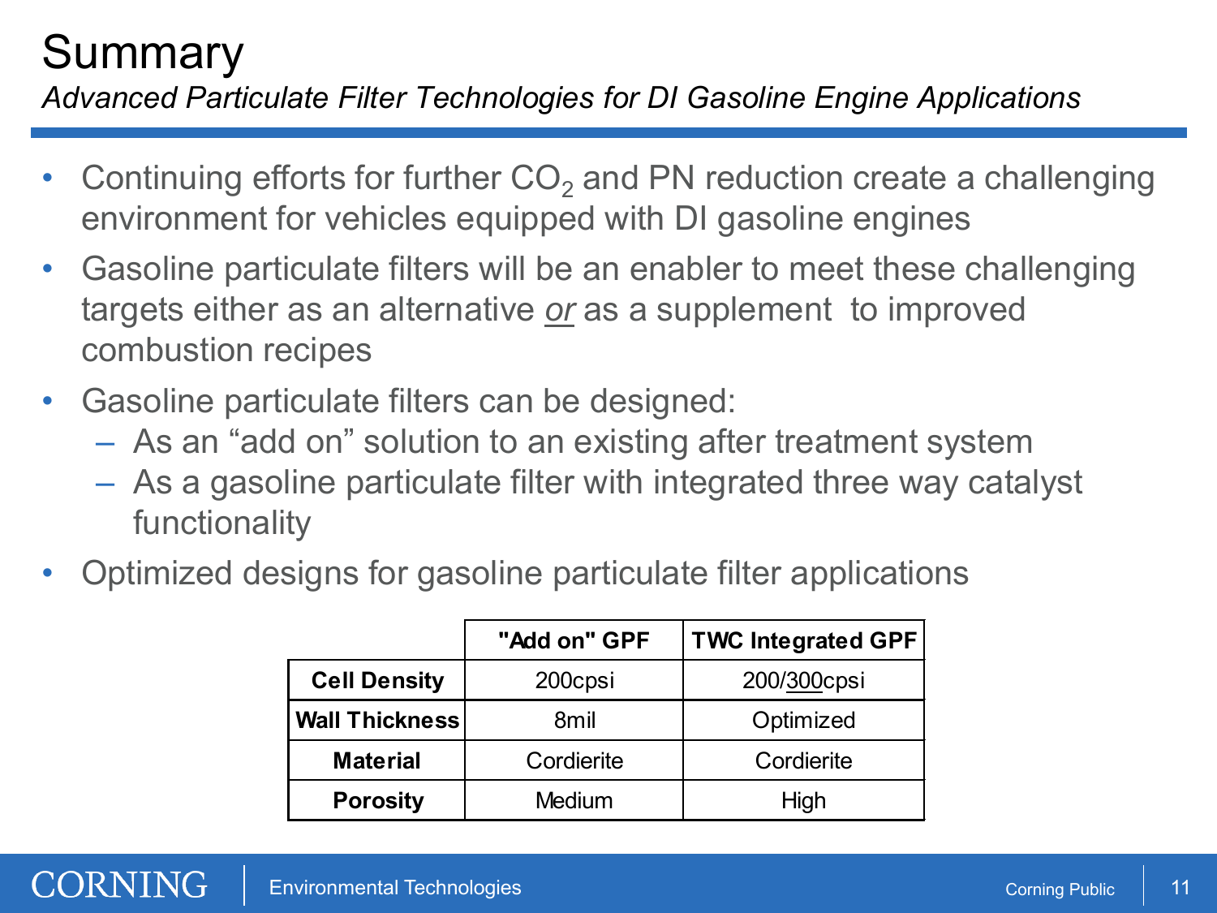# Summary

*Advanced Particulate Filter Technologies for DI Gasoline Engine Applications*

- Continuing efforts for further $CO_2$ and PN reduction create a challenging environment for vehicles equipped with DI gasoline engines
- Gasoline particulate filters will be an enabler to meet these challenging targets either as an alternative <u>or</u> as a supplement to improved combustion recipes
- Gasoline particulate filters can be designed:
  - As an "add on" solution to an existing after treatment system
  - As a gasoline particulate filter with integrated three way catalyst functionality
- Optimized designs for gasoline particulate filter applications

| | **"Add on" GPF** | **TWC Integrated GPF** |
|---|---|---|
| **Cell Density** | 200cpsi | 200/<u>300</u>cpsi |
| **Wall Thickness** | 8mil | Optimized |
| **Material** | Cordierite | Cordierite |
| **Porosity** | Medium | High |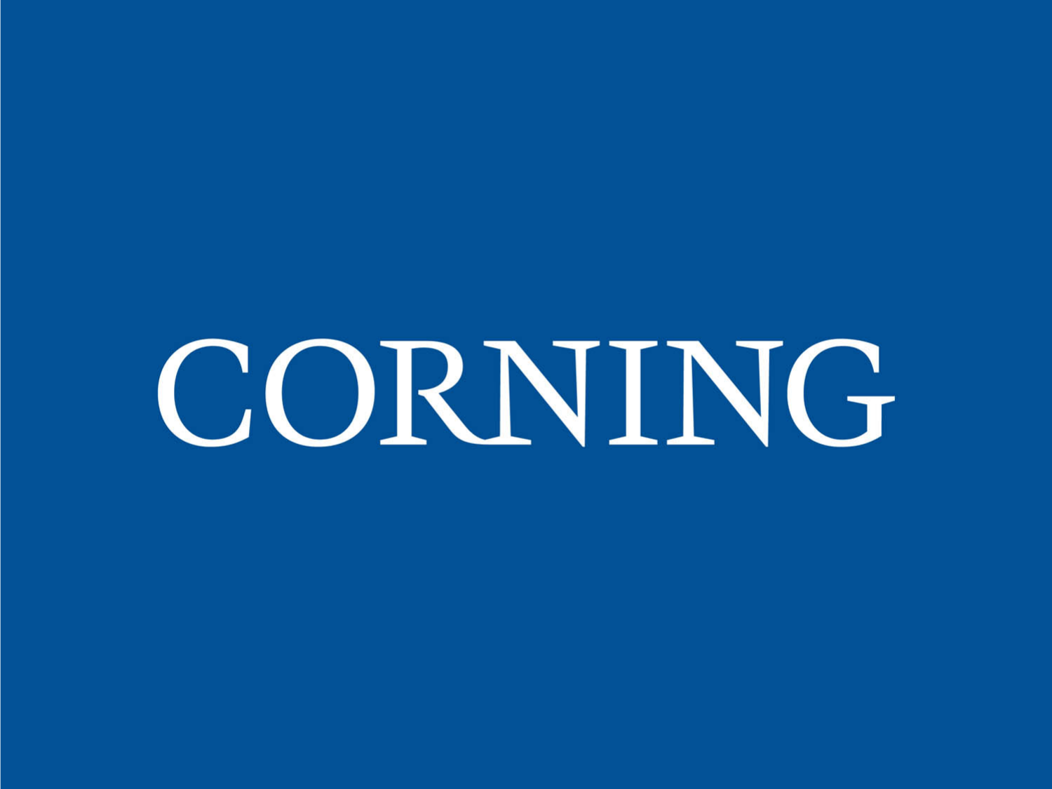CORNING